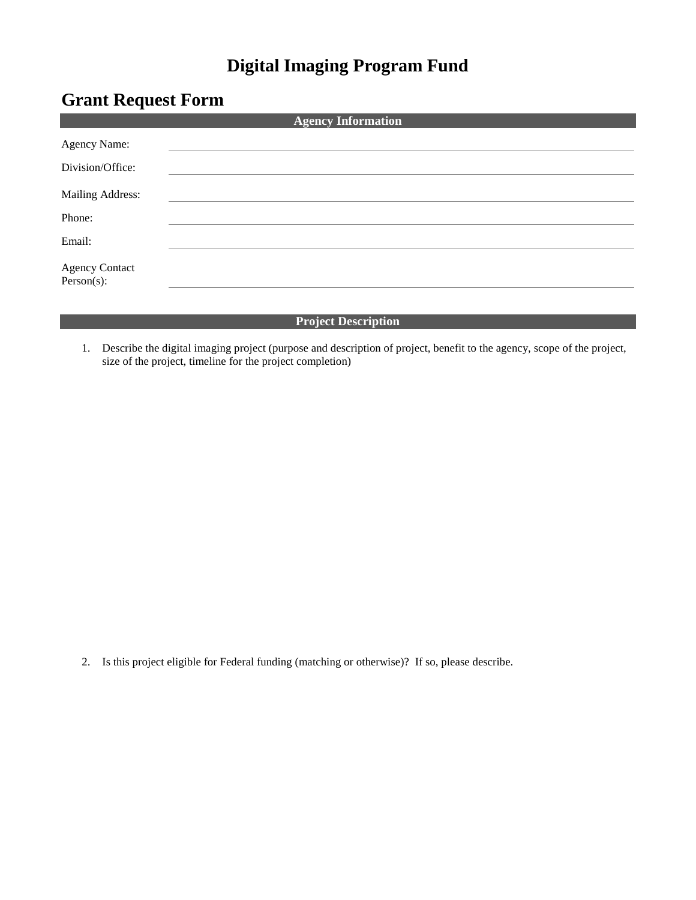# Digital Imaging Program Fund

## Grant Request Form

**Agency Information**

Agency Name: \_\_\_\_\_\_\_\_\_\_\_\_\_\_\_\_\_\_\_\_\_\_\_\_\_\_\_\_\_\_

Division/Office: \_\_\_\_\_\_\_\_\_\_\_\_\_\_\_\_\_\_\_\_\_\_\_\_\_\_\_\_\_\_

Mailing Address: \_\_\_\_\_\_\_\_\_\_\_\_\_\_\_\_\_\_\_\_\_\_\_\_\_\_\_\_\_\_

Phone: \_\_\_\_\_\_\_\_\_\_\_\_\_\_\_\_\_\_\_\_\_\_\_\_\_\_\_\_\_\_

Email: \_\_\_\_\_\_\_\_\_\_\_\_\_\_\_\_\_\_\_\_\_\_\_\_\_\_\_\_\_\_

Agency Contact Person(s): \_\_\_\_\_\_\_\_\_\_\_\_\_\_\_\_\_\_\_\_\_\_\_\_\_\_\_\_\_\_

**Project Description**

1. Describe the digital imaging project (purpose and description of project, benefit to the agency, scope of the project, size of the project, timeline for the project completion)

2. Is this project eligible for Federal funding (matching or otherwise)? If so, please describe.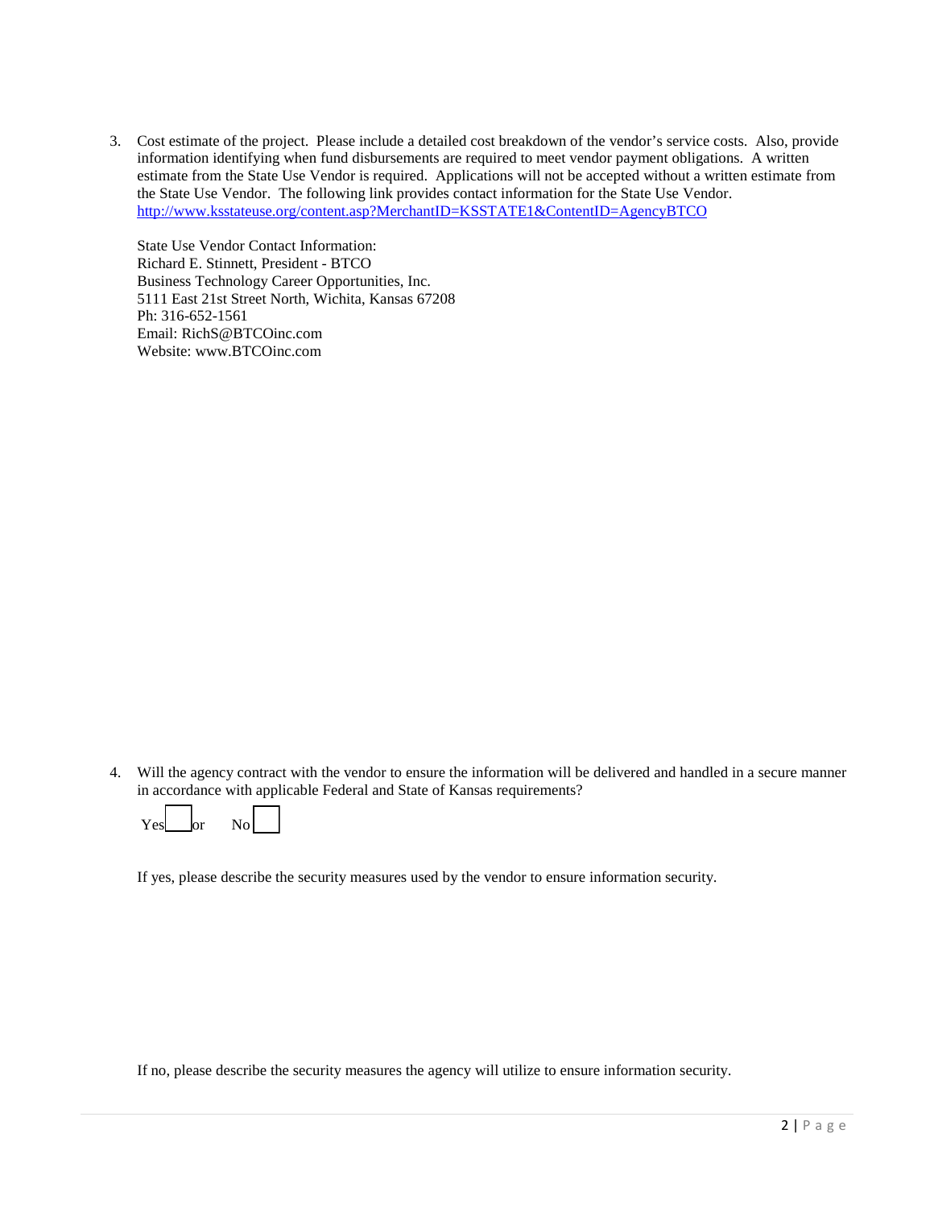3. Cost estimate of the project. Please include a detailed cost breakdown of the vendor's service costs. Also, provide information identifying when fund disbursements are required to meet vendor payment obligations. A written estimate from the State Use Vendor is required. Applications will not be accepted without a written estimate from the State Use Vendor. The following link provides contact information for the State Use Vendor. http://www.ksstateuse.org/content.asp?MerchantID=KSSTATE1&ContentID=AgencyBTCO

   State Use Vendor Contact Information:
   Richard E. Stinnett, President - BTCO
   Business Technology Career Opportunities, Inc.
   5111 East 21st Street North, Wichita, Kansas 67208
   Ph: 316-652-1561
   Email: RichS@BTCOinc.com
   Website: www.BTCOinc.com

4. Will the agency contract with the vendor to ensure the information will be delivered and handled in a secure manner in accordance with applicable Federal and State of Kansas requirements?

   Yes ☐ or No ☐

   If yes, please describe the security measures used by the vendor to ensure information security.

   If no, please describe the security measures the agency will utilize to ensure information security.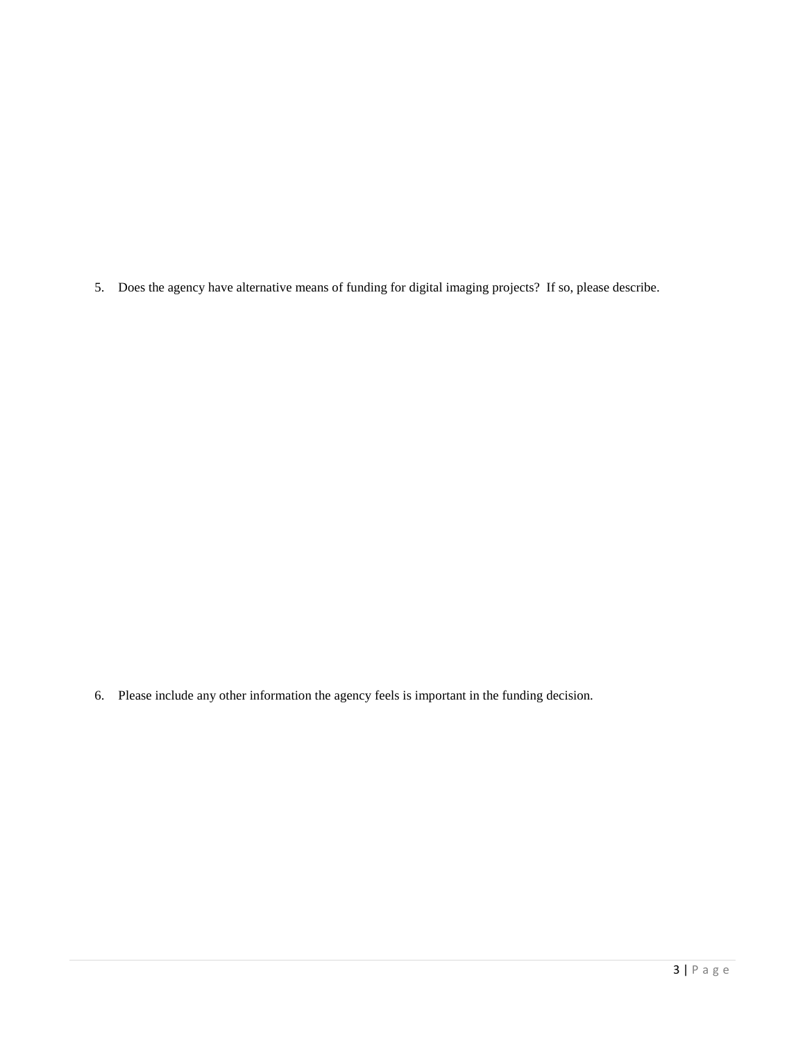5. Does the agency have alternative means of funding for digital imaging projects? If so, please describe.

6. Please include any other information the agency feels is important in the funding decision.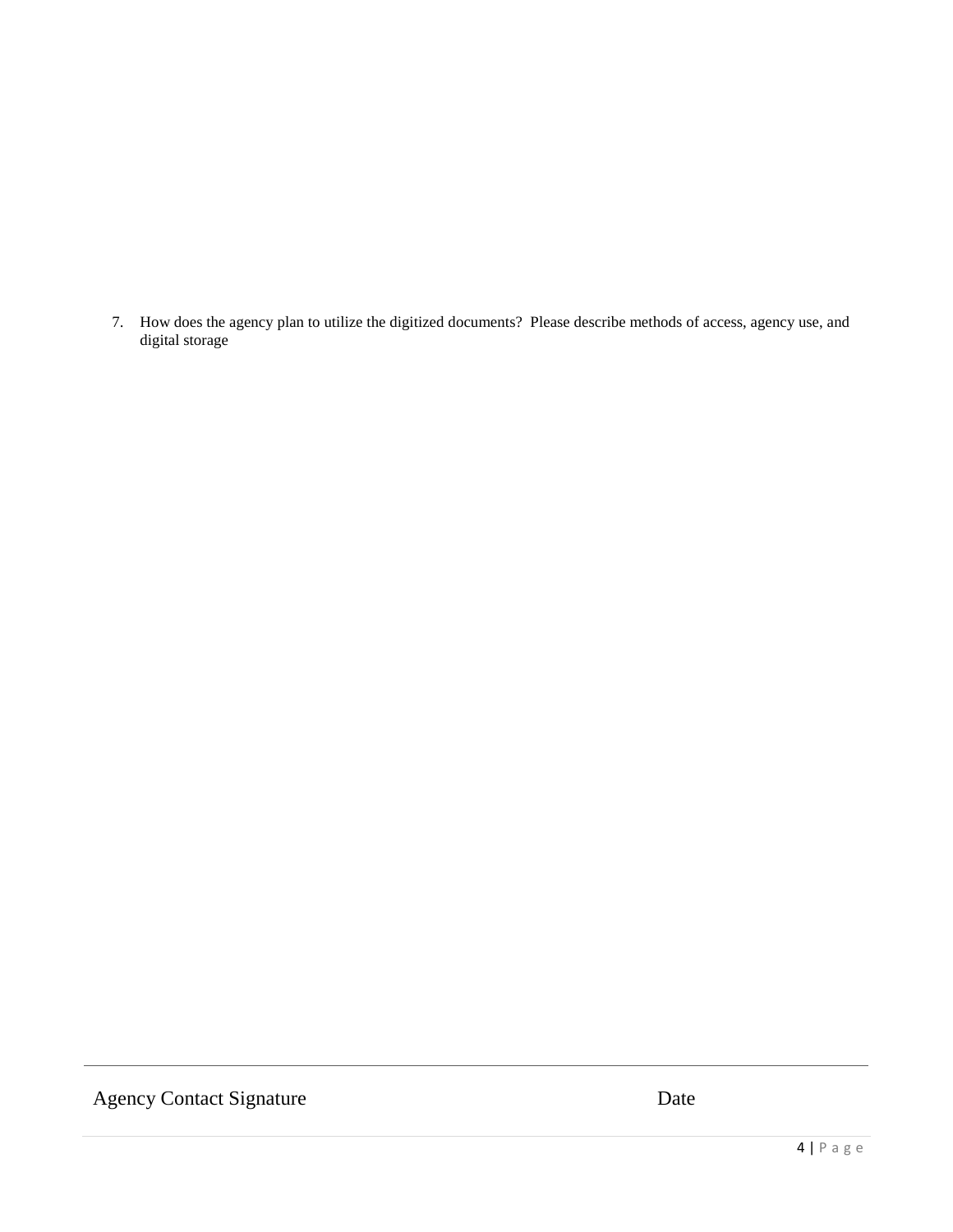7. How does the agency plan to utilize the digitized documents? Please describe methods of access, agency use, and digital storage

---

Agency Contact Signature Date